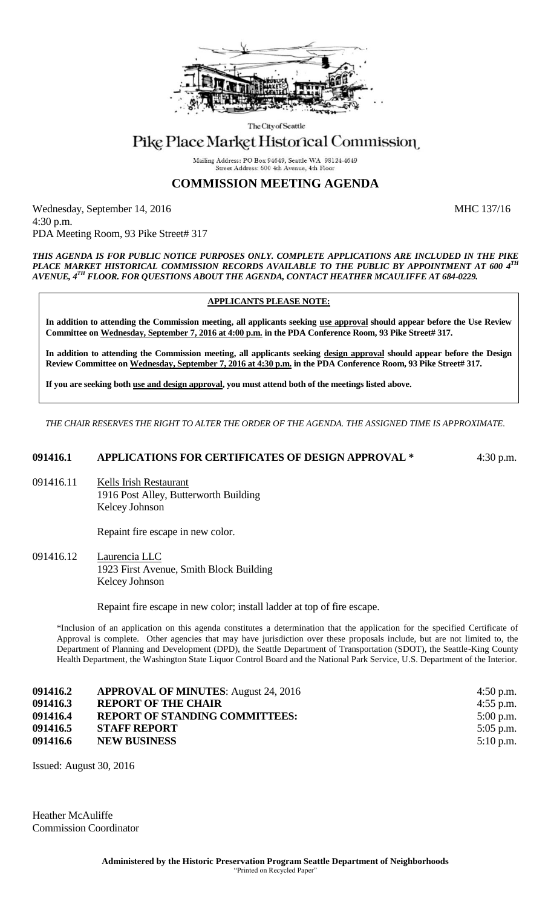The City of Seattle

# Pike Place Market Historical Commission

Mailing Address: PO Box 94649, Seattle WA 98124-4649
Street Address: 600 4th Avenue, 4th Floor

## COMMISSION MEETING AGENDA

Wednesday, September 14, 2016 MHC 137/16
4:30 p.m.
PDA Meeting Room, 93 Pike Street# 317

***THIS AGENDA IS FOR PUBLIC NOTICE PURPOSES ONLY. COMPLETE APPLICATIONS ARE INCLUDED IN THE PIKE PLACE MARKET HISTORICAL COMMISSION RECORDS AVAILABLE TO THE PUBLIC BY APPOINTMENT AT 600 4TH AVENUE, 4TH FLOOR. FOR QUESTIONS ABOUT THE AGENDA, CONTACT HEATHER MCAULIFFE AT 684-0229.***

**APPLICANTS PLEASE NOTE:**

**In addition to attending the Commission meeting, all applicants seeking use approval should appear before the Use Review Committee on Wednesday, September 7, 2016 at 4:00 p.m. in the PDA Conference Room, 93 Pike Street# 317.**

**In addition to attending the Commission meeting, all applicants seeking design approval should appear before the Design Review Committee on Wednesday, September 7, 2016 at 4:30 p.m. in the PDA Conference Room, 93 Pike Street# 317.**

**If you are seeking both use and design approval, you must attend both of the meetings listed above.**

*THE CHAIR RESERVES THE RIGHT TO ALTER THE ORDER OF THE AGENDA. THE ASSIGNED TIME IS APPROXIMATE.*

**091416.1 APPLICATIONS FOR CERTIFICATES OF DESIGN APPROVAL \*** 4:30 p.m.

091416.11 Kells Irish Restaurant
1916 Post Alley, Butterworth Building
Kelcey Johnson

Repaint fire escape in new color.

091416.12 Laurencia LLC
1923 First Avenue, Smith Block Building
Kelcey Johnson

Repaint fire escape in new color; install ladder at top of fire escape.

\*Inclusion of an application on this agenda constitutes a determination that the application for the specified Certificate of Approval is complete. Other agencies that may have jurisdiction over these proposals include, but are not limited to, the Department of Planning and Development (DPD), the Seattle Department of Transportation (SDOT), the Seattle-King County Health Department, the Washington State Liquor Control Board and the National Park Service, U.S. Department of the Interior.

| | | |
|---|---|---|
| **091416.2** | **APPROVAL OF MINUTES**: August 24, 2016 | 4:50 p.m. |
| **091416.3** | **REPORT OF THE CHAIR** | 4:55 p.m. |
| **091416.4** | **REPORT OF STANDING COMMITTEES:** | 5:00 p.m. |
| **091416.5** | **STAFF REPORT** | 5:05 p.m. |
| **091416.6** | **NEW BUSINESS** | 5:10 p.m. |

Issued: August 30, 2016

Heather McAuliffe
Commission Coordinator

**Administered by the Historic Preservation Program Seattle Department of Neighborhoods**
"Printed on Recycled Paper"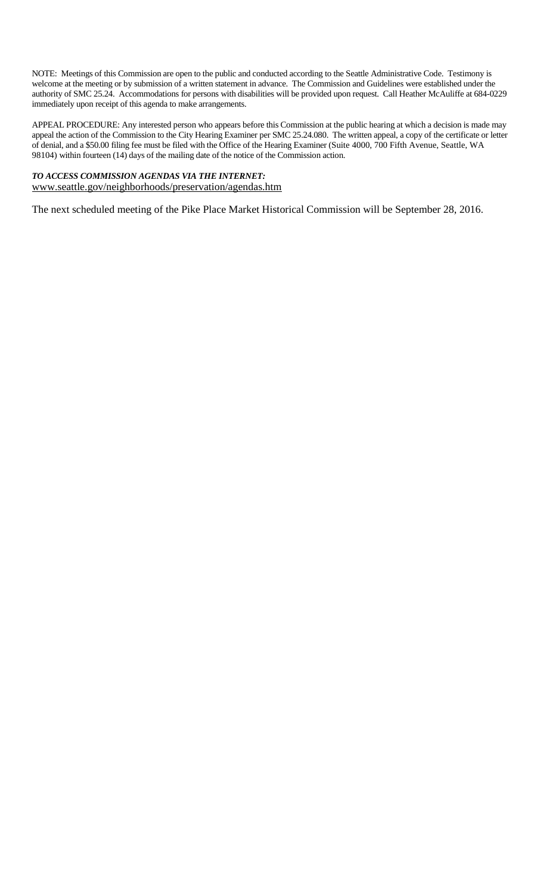NOTE: Meetings of this Commission are open to the public and conducted according to the Seattle Administrative Code. Testimony is welcome at the meeting or by submission of a written statement in advance. The Commission and Guidelines were established under the authority of SMC 25.24. Accommodations for persons with disabilities will be provided upon request. Call Heather McAuliffe at 684-0229 immediately upon receipt of this agenda to make arrangements.

APPEAL PROCEDURE: Any interested person who appears before this Commission at the public hearing at which a decision is made may appeal the action of the Commission to the City Hearing Examiner per SMC 25.24.080. The written appeal, a copy of the certificate or letter of denial, and a $50.00 filing fee must be filed with the Office of the Hearing Examiner (Suite 4000, 700 Fifth Avenue, Seattle, WA 98104) within fourteen (14) days of the mailing date of the notice of the Commission action.

***TO ACCESS COMMISSION AGENDAS VIA THE INTERNET:***
www.seattle.gov/neighborhoods/preservation/agendas.htm

The next scheduled meeting of the Pike Place Market Historical Commission will be September 28, 2016.